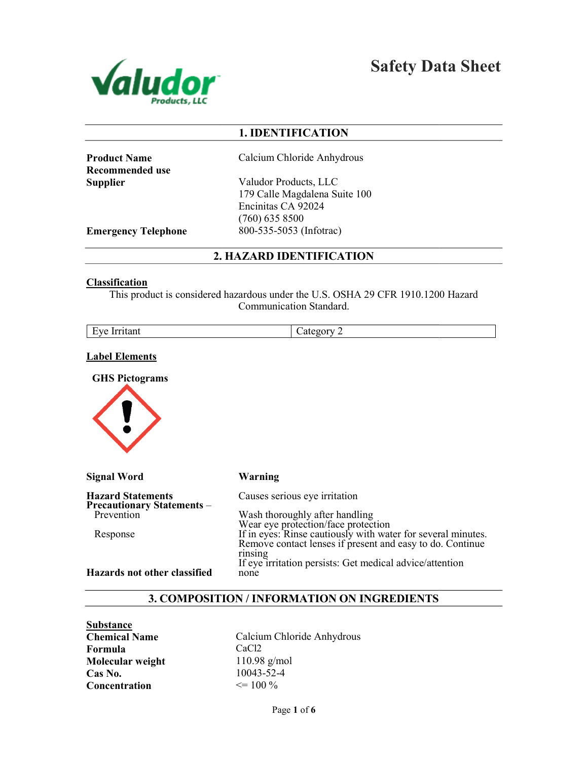# Safety Data Sheet

Valudor Products, LLC

## 1. IDENTIFICATION

**Product Name** Calcium Chloride Anhydrous

**Recommended use**

**Supplier** Valudor Products, LLC
179 Calle Magdalena Suite 100
Encinitas CA 92024
(760) 635 8500

**Emergency Telephone** 800-535-5053 (Infotrac)

## 2. HAZARD IDENTIFICATION

**Classification**

This product is considered hazardous under the U.S. OSHA 29 CFR 1910.1200 Hazard Communication Standard.

| Eye Irritant | Category 2 |
|---|---|

**Label Elements**

**GHS Pictograms**

**Signal Word** **Warning**

**Hazard Statements** Causes serious eye irritation

**Precautionary Statements –**

Prevention
- Wash thoroughly after handling
- Wear eye protection/face protection

Response
- If in eyes: Rinse cautiously with water for several minutes. Remove contact lenses if present and easy to do. Continue rinsing
- If eye irritation persists: Get medical advice/attention

**Hazards not other classified** none

## 3. COMPOSITION / INFORMATION ON INGREDIENTS

**Substance**

**Chemical Name** Calcium Chloride Anhydrous

**Formula** $CaCl_2$

**Molecular weight** 110.98 g/mol

**Cas No.** 10043-52-4

**Concentration** <= 100 %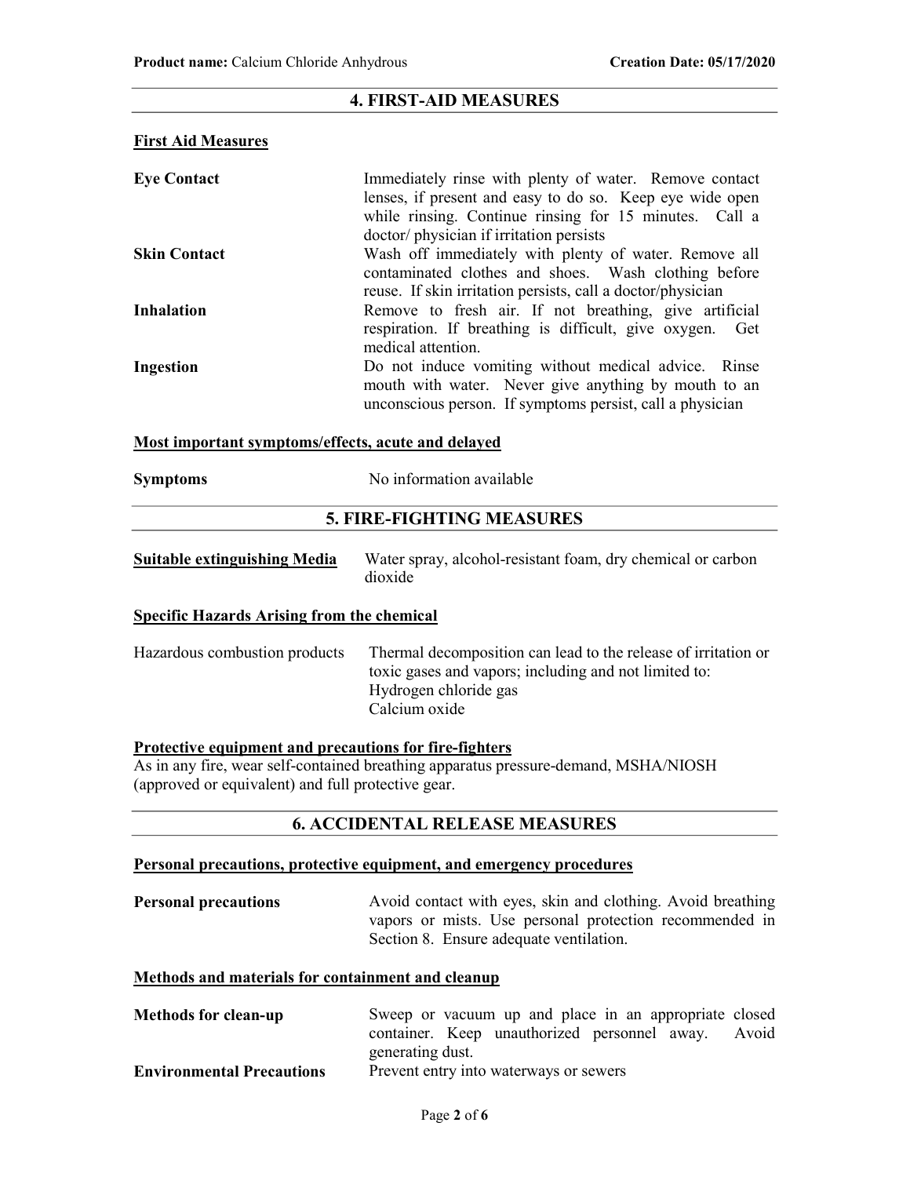## 4. FIRST-AID MEASURES

**First Aid Measures**

| | |
|---|---|
| **Eye Contact** | Immediately rinse with plenty of water. Remove contact lenses, if present and easy to do so. Keep eye wide open while rinsing. Continue rinsing for 15 minutes. Call a doctor/ physician if irritation persists |
| **Skin Contact** | Wash off immediately with plenty of water. Remove all contaminated clothes and shoes. Wash clothing before reuse. If skin irritation persists, call a doctor/physician |
| **Inhalation** | Remove to fresh air. If not breathing, give artificial respiration. If breathing is difficult, give oxygen. Get medical attention. |
| **Ingestion** | Do not induce vomiting without medical advice. Rinse mouth with water. Never give anything by mouth to an unconscious person. If symptoms persist, call a physician |

**Most important symptoms/effects, acute and delayed**

| | |
|---|---|
| **Symptoms** | No information available |

## 5. FIRE-FIGHTING MEASURES

| | |
|---|---|
| **Suitable extinguishing Media** | Water spray, alcohol-resistant foam, dry chemical or carbon dioxide |

**Specific Hazards Arising from the chemical**

| | |
|---|---|
| Hazardous combustion products | Thermal decomposition can lead to the release of irritation or toxic gases and vapors; including and not limited to:<br>Hydrogen chloride gas<br>Calcium oxide |

**Protective equipment and precautions for fire-fighters**

As in any fire, wear self-contained breathing apparatus pressure-demand, MSHA/NIOSH (approved or equivalent) and full protective gear.

## 6. ACCIDENTAL RELEASE MEASURES

**Personal precautions, protective equipment, and emergency procedures**

| | |
|---|---|
| **Personal precautions** | Avoid contact with eyes, skin and clothing. Avoid breathing vapors or mists. Use personal protection recommended in Section 8. Ensure adequate ventilation. |

**Methods and materials for containment and cleanup**

| | |
|---|---|
| **Methods for clean-up** | Sweep or vacuum up and place in an appropriate closed container. Keep unauthorized personnel away. Avoid generating dust. |
| **Environmental Precautions** | Prevent entry into waterways or sewers |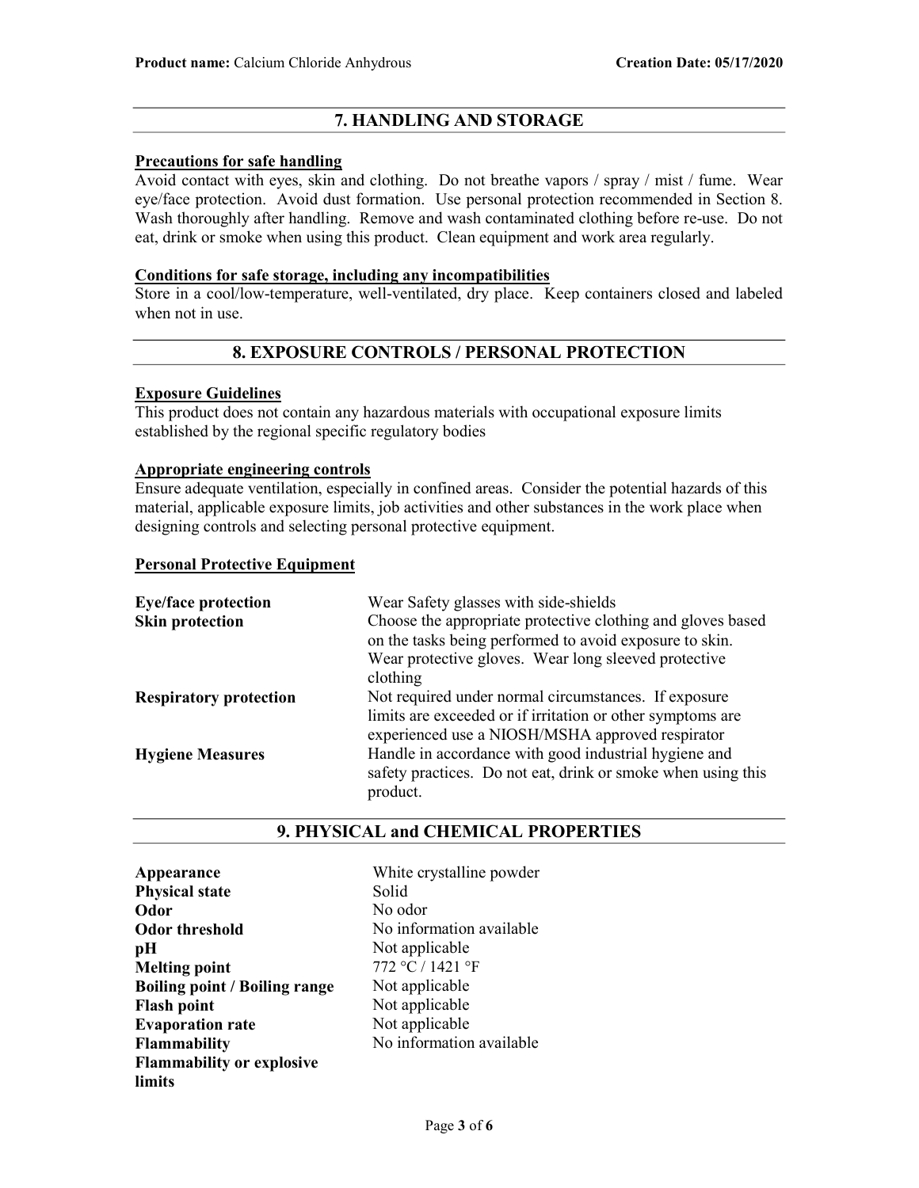## 7. HANDLING AND STORAGE

### Precautions for safe handling

Avoid contact with eyes, skin and clothing. Do not breathe vapors / spray / mist / fume. Wear eye/face protection. Avoid dust formation. Use personal protection recommended in Section 8. Wash thoroughly after handling. Remove and wash contaminated clothing before re-use. Do not eat, drink or smoke when using this product. Clean equipment and work area regularly.

### Conditions for safe storage, including any incompatibilities

Store in a cool/low-temperature, well-ventilated, dry place. Keep containers closed and labeled when not in use.

## 8. EXPOSURE CONTROLS / PERSONAL PROTECTION

### Exposure Guidelines

This product does not contain any hazardous materials with occupational exposure limits established by the regional specific regulatory bodies

### Appropriate engineering controls

Ensure adequate ventilation, especially in confined areas. Consider the potential hazards of this material, applicable exposure limits, job activities and other substances in the work place when designing controls and selecting personal protective equipment.

### Personal Protective Equipment

| | |
|---|---|
| **Eye/face protection** | Wear Safety glasses with side-shields |
| **Skin protection** | Choose the appropriate protective clothing and gloves based on the tasks being performed to avoid exposure to skin. Wear protective gloves. Wear long sleeved protective clothing |
| **Respiratory protection** | Not required under normal circumstances. If exposure limits are exceeded or if irritation or other symptoms are experienced use a NIOSH/MSHA approved respirator |
| **Hygiene Measures** | Handle in accordance with good industrial hygiene and safety practices. Do not eat, drink or smoke when using this product. |

## 9. PHYSICAL and CHEMICAL PROPERTIES

| | |
|---|---|
| **Appearance** | White crystalline powder |
| **Physical state** | Solid |
| **Odor** | No odor |
| **Odor threshold** | No information available |
| **pH** | Not applicable |
| **Melting point** | 772 °C / 1421 °F |
| **Boiling point / Boiling range** | Not applicable |
| **Flash point** | Not applicable |
| **Evaporation rate** | Not applicable |
| **Flammability** | No information available |
| **Flammability or explosive limits** | |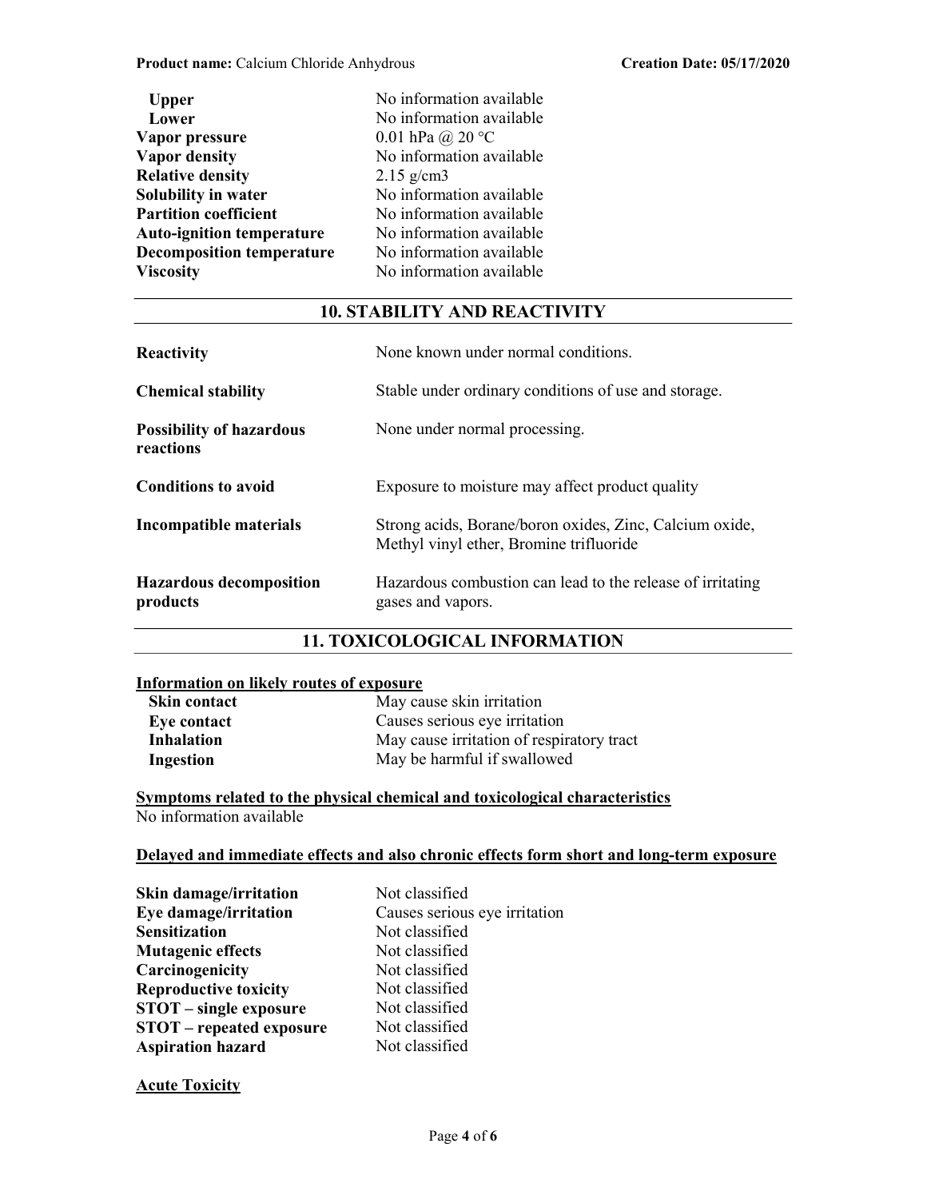| | |
|---|---|
| **Upper** | No information available |
| **Lower** | No information available |
| **Vapor pressure** | 0.01 hPa @ 20 °C |
| **Vapor density** | No information available |
| **Relative density** | 2.15 g/cm3 |
| **Solubility in water** | No information available |
| **Partition coefficient** | No information available |
| **Auto-ignition temperature** | No information available |
| **Decomposition temperature** | No information available |
| **Viscosity** | No information available |

## 10. STABILITY AND REACTIVITY

| | |
|---|---|
| **Reactivity** | None known under normal conditions. |
| **Chemical stability** | Stable under ordinary conditions of use and storage. |
| **Possibility of hazardous reactions** | None under normal processing. |
| **Conditions to avoid** | Exposure to moisture may affect product quality |
| **Incompatible materials** | Strong acids, Borane/boron oxides, Zinc, Calcium oxide, Methyl vinyl ether, Bromine trifluoride |
| **Hazardous decomposition products** | Hazardous combustion can lead to the release of irritating gases and vapors. |

## 11. TOXICOLOGICAL INFORMATION

**Information on likely routes of exposure**

| | |
|---|---|
| **Skin contact** | May cause skin irritation |
| **Eye contact** | Causes serious eye irritation |
| **Inhalation** | May cause irritation of respiratory tract |
| **Ingestion** | May be harmful if swallowed |

**Symptoms related to the physical chemical and toxicological characteristics**

No information available

**Delayed and immediate effects and also chronic effects form short and long-term exposure**

| | |
|---|---|
| **Skin damage/irritation** | Not classified |
| **Eye damage/irritation** | Causes serious eye irritation |
| **Sensitization** | Not classified |
| **Mutagenic effects** | Not classified |
| **Carcinogenicity** | Not classified |
| **Reproductive toxicity** | Not classified |
| **STOT – single exposure** | Not classified |
| **STOT – repeated exposure** | Not classified |
| **Aspiration hazard** | Not classified |

**Acute Toxicity**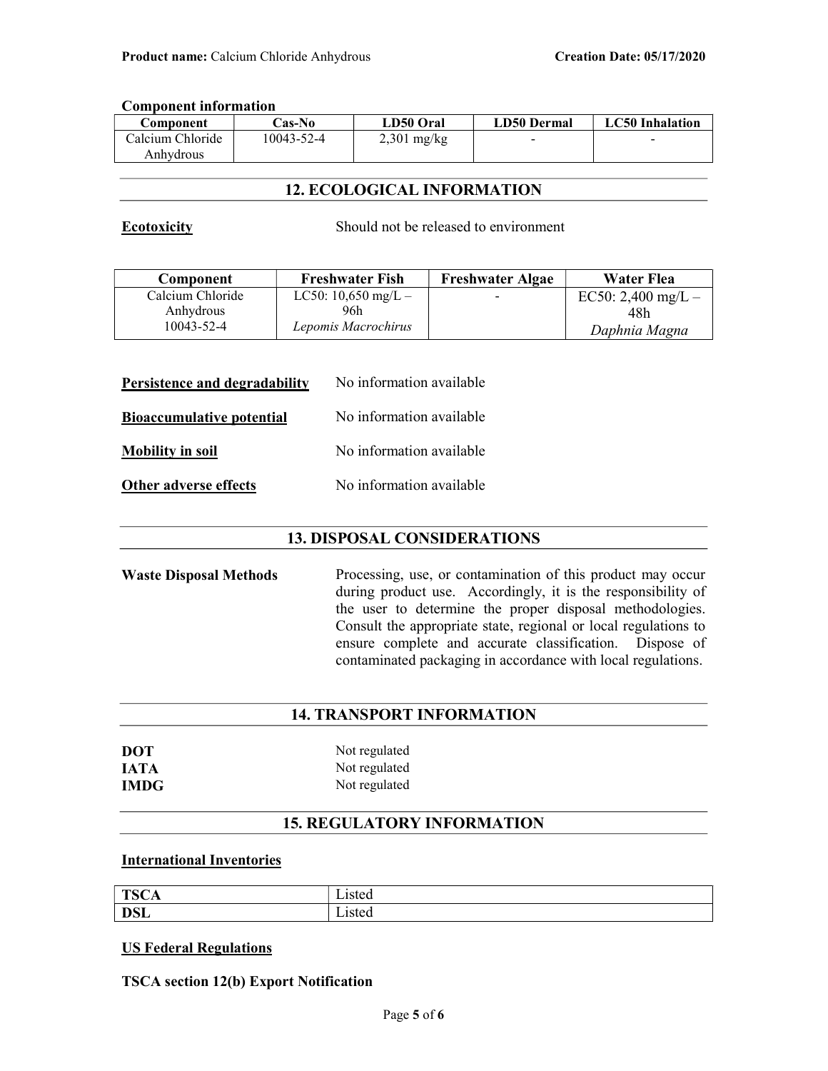**Component information**

| Component | Cas-No | LD50 Oral | LD50 Dermal | LC50 Inhalation |
|---|---|---|---|---|
| Calcium Chloride Anhydrous | 10043-52-4 | 2,301 mg/kg | - | - |

## 12. ECOLOGICAL INFORMATION

**Ecotoxicity** Should not be released to environment

| Component | Freshwater Fish | Freshwater Algae | Water Flea |
|---|---|---|---|
| Calcium Chloride Anhydrous 10043-52-4 | LC50: 10,650 mg/L – 96h *Lepomis Macrochirus* | - | EC50: 2,400 mg/L – 48h *Daphnia Magna* |

**Persistence and degradability** No information available

**Bioaccumulative potential** No information available

**Mobility in soil** No information available

**Other adverse effects** No information available

## 13. DISPOSAL CONSIDERATIONS

**Waste Disposal Methods** Processing, use, or contamination of this product may occur during product use. Accordingly, it is the responsibility of the user to determine the proper disposal methodologies. Consult the appropriate state, regional or local regulations to ensure complete and accurate classification. Dispose of contaminated packaging in accordance with local regulations.

## 14. TRANSPORT INFORMATION

**DOT** Not regulated
**IATA** Not regulated
**IMDG** Not regulated

## 15. REGULATORY INFORMATION

**International Inventories**

| | |
|---|---|
| **TSCA** | Listed |
| **DSL** | Listed |

**US Federal Regulations**

**TSCA section 12(b) Export Notification**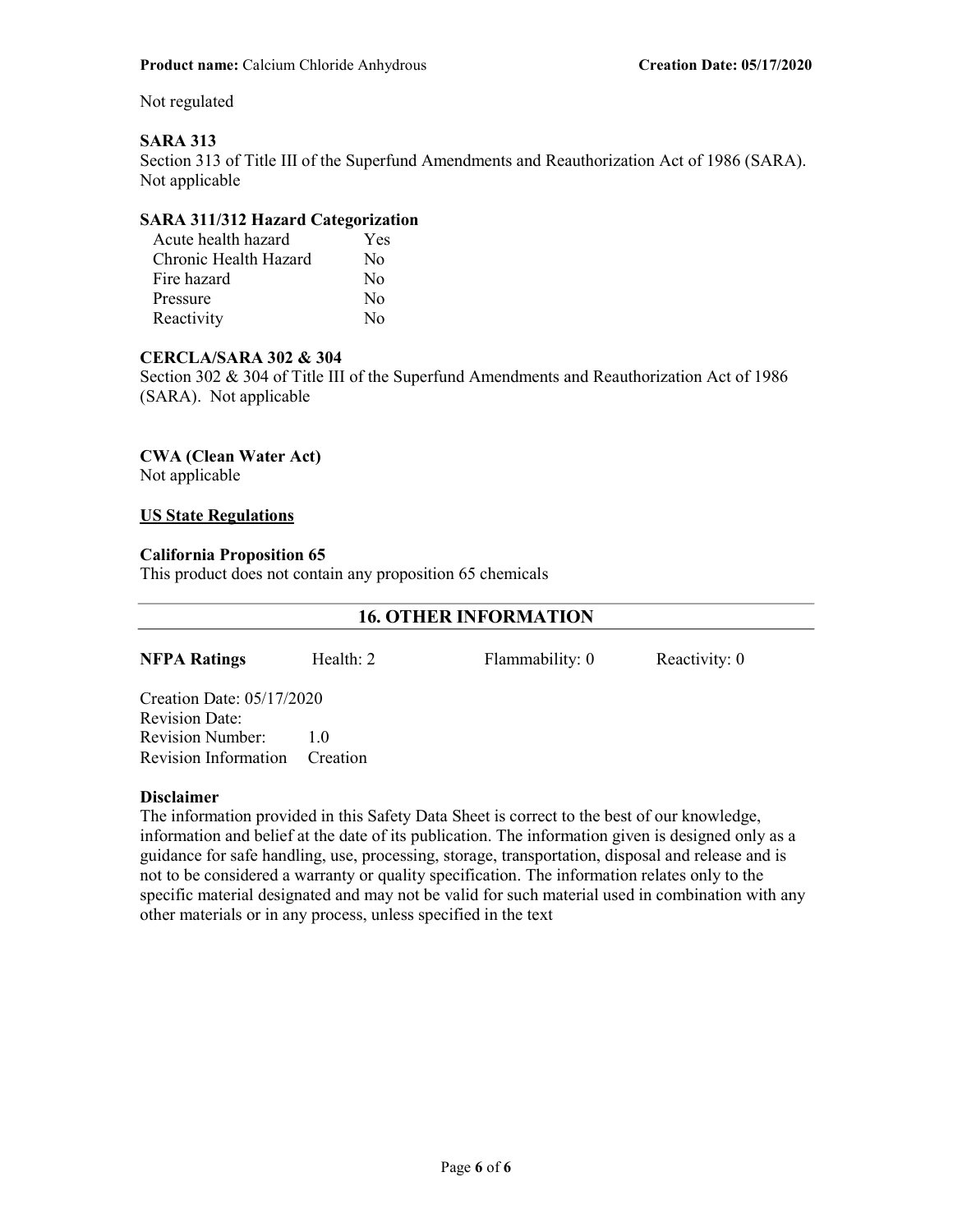Not regulated

**SARA 313**

Section 313 of Title III of the Superfund Amendments and Reauthorization Act of 1986 (SARA). Not applicable

**SARA 311/312 Hazard Categorization**

| | |
|---|---|
| Acute health hazard | Yes |
| Chronic Health Hazard | No |
| Fire hazard | No |
| Pressure | No |
| Reactivity | No |

**CERCLA/SARA 302 & 304**

Section 302 & 304 of Title III of the Superfund Amendments and Reauthorization Act of 1986 (SARA). Not applicable

**CWA (Clean Water Act)**

Not applicable

**US State Regulations**

**California Proposition 65**

This product does not contain any proposition 65 chemicals

## 16. OTHER INFORMATION

| | | | |
|---|---|---|---|
| **NFPA Ratings** | Health: 2 | Flammability: 0 | Reactivity: 0 |

Creation Date: 05/17/2020
Revision Date:
Revision Number: 1.0
Revision Information Creation

**Disclaimer**

The information provided in this Safety Data Sheet is correct to the best of our knowledge, information and belief at the date of its publication. The information given is designed only as a guidance for safe handling, use, processing, storage, transportation, disposal and release and is not to be considered a warranty or quality specification. The information relates only to the specific material designated and may not be valid for such material used in combination with any other materials or in any process, unless specified in the text